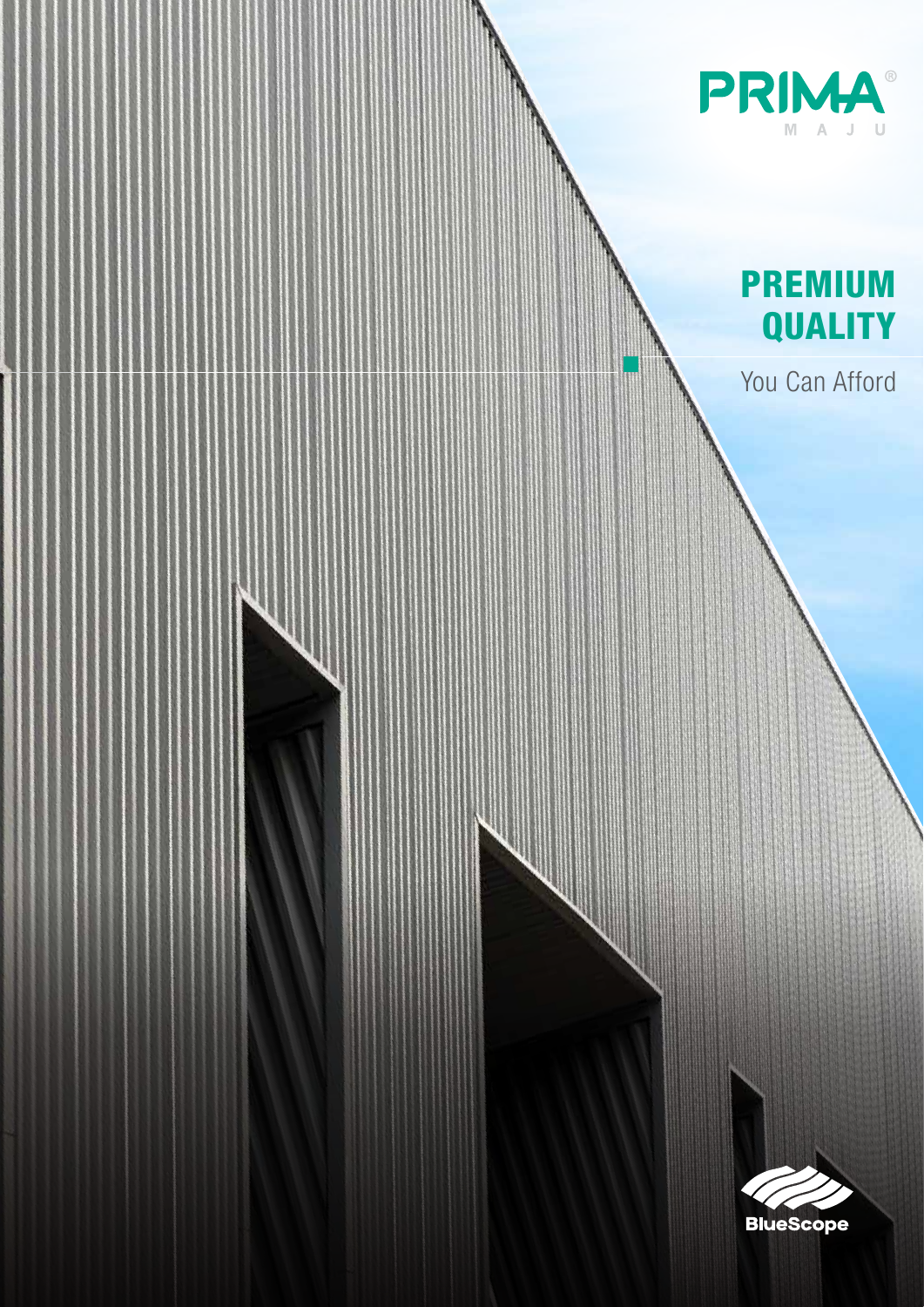PRIMA®

MAJU

# PREMIUM QUALITY

You Can Afford

BlueScope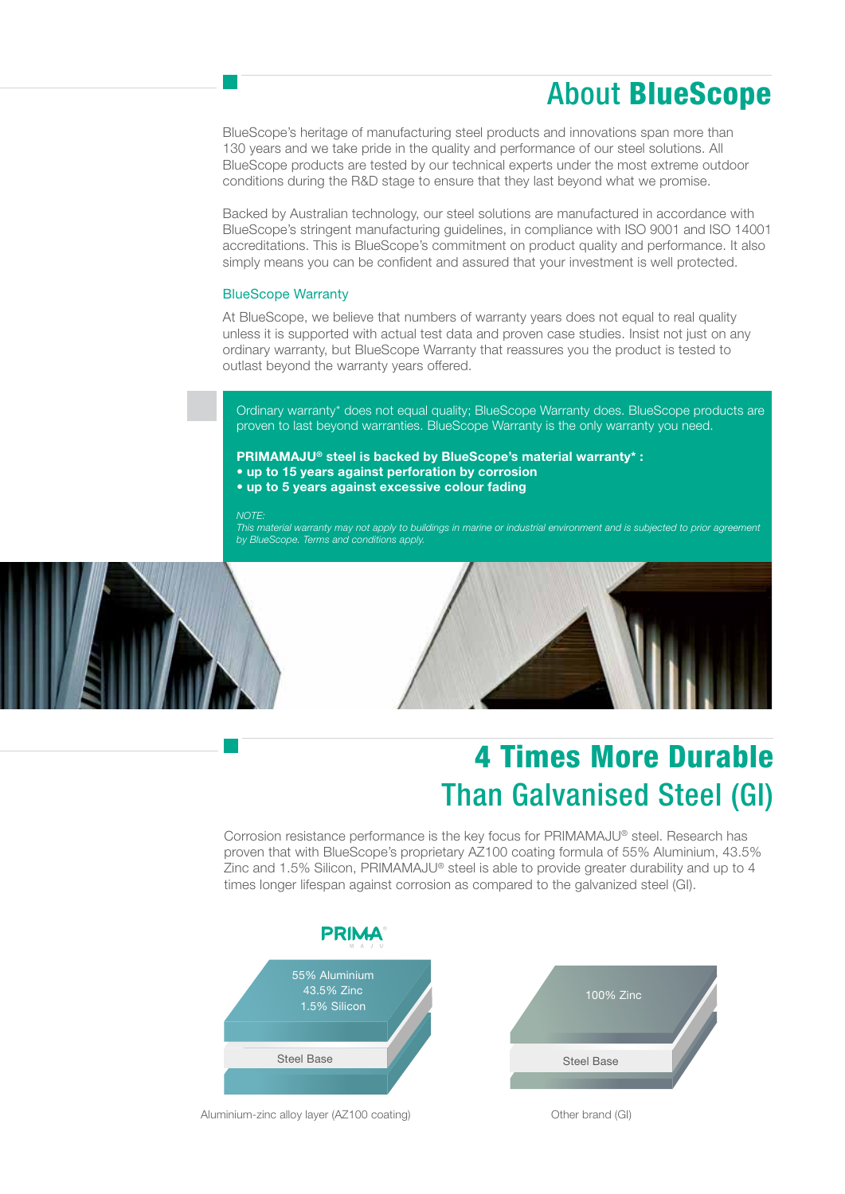# About **BlueScope**

BlueScope's heritage of manufacturing steel products and innovations span more than 130 years and we take pride in the quality and performance of our steel solutions. All BlueScope products are tested by our technical experts under the most extreme outdoor conditions during the R&D stage to ensure that they last beyond what we promise.

Backed by Australian technology, our steel solutions are manufactured in accordance with BlueScope's stringent manufacturing guidelines, in compliance with ISO 9001 and ISO 14001 accreditations. This is BlueScope's commitment on product quality and performance. It also simply means you can be confident and assured that your investment is well protected.

### BlueScope Warranty

At BlueScope, we believe that numbers of warranty years does not equal to real quality unless it is supported with actual test data and proven case studies. Insist not just on any ordinary warranty, but BlueScope Warranty that reassures you the product is tested to outlast beyond the warranty years offered.

Ordinary warranty* does not equal quality; BlueScope Warranty does. BlueScope products are proven to last beyond warranties. BlueScope Warranty is the only warranty you need.

**PRIMAMAJU® steel is backed by BlueScope's material warranty* :**

- **up to 15 years against perforation by corrosion**
- **up to 5 years against excessive colour fading**

*NOTE:*
*This material warranty may not apply to buildings in marine or industrial environment and is subjected to prior agreement by BlueScope. Terms and conditions apply.*

# 4 Times More Durable Than Galvanised Steel (GI)

Corrosion resistance performance is the key focus for PRIMAMAJU® steel. Research has proven that with BlueScope's proprietary AZ100 coating formula of 55% Aluminium, 43.5% Zinc and 1.5% Silicon, PRIMAMAJU® steel is able to provide greater durability and up to 4 times longer lifespan against corrosion as compared to the galvanized steel (GI).

PRIMA MAJU

55% Aluminium
43.5% Zinc
1.5% Silicon

Steel Base

Aluminium-zinc alloy layer (AZ100 coating)

100% Zinc

Steel Base

Other brand (GI)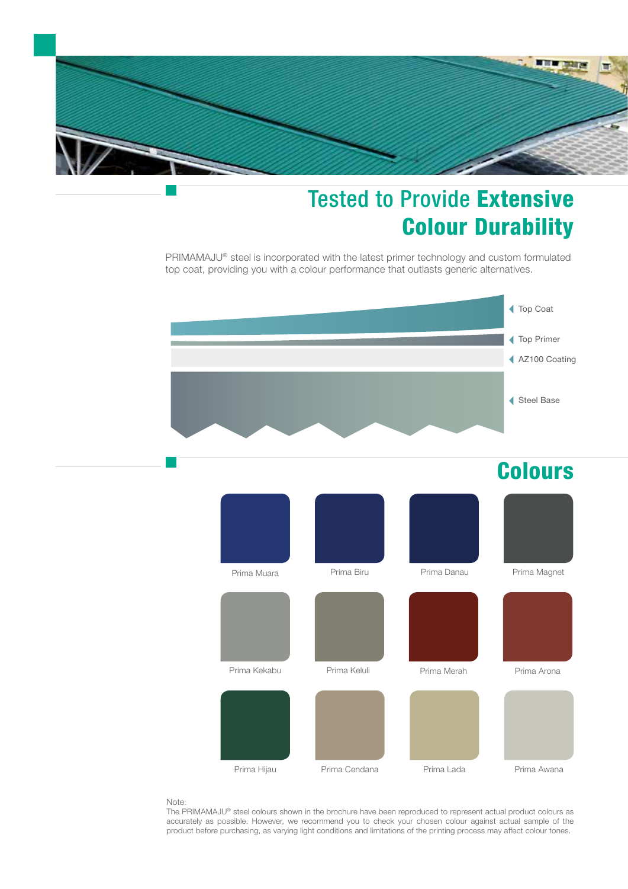## Tested to Provide **Extensive Colour Durability**

PRIMAMAJU® steel is incorporated with the latest primer technology and custom formulated top coat, providing you with a colour performance that outlasts generic alternatives.

- Top Coat
- Top Primer
- AZ100 Coating
- Steel Base

## Colours

| | | | |
|---|---|---|---|
| Prima Muara | Prima Biru | Prima Danau | Prima Magnet |
| Prima Kekabu | Prima Keluli | Prima Merah | Prima Arona |
| Prima Hijau | Prima Cendana | Prima Lada | Prima Awana |

Note:
The PRIMAMAJU® steel colours shown in the brochure have been reproduced to represent actual product colours as accurately as possible. However, we recommend you to check your chosen colour against actual sample of the product before purchasing, as varying light conditions and limitations of the printing process may affect colour tones.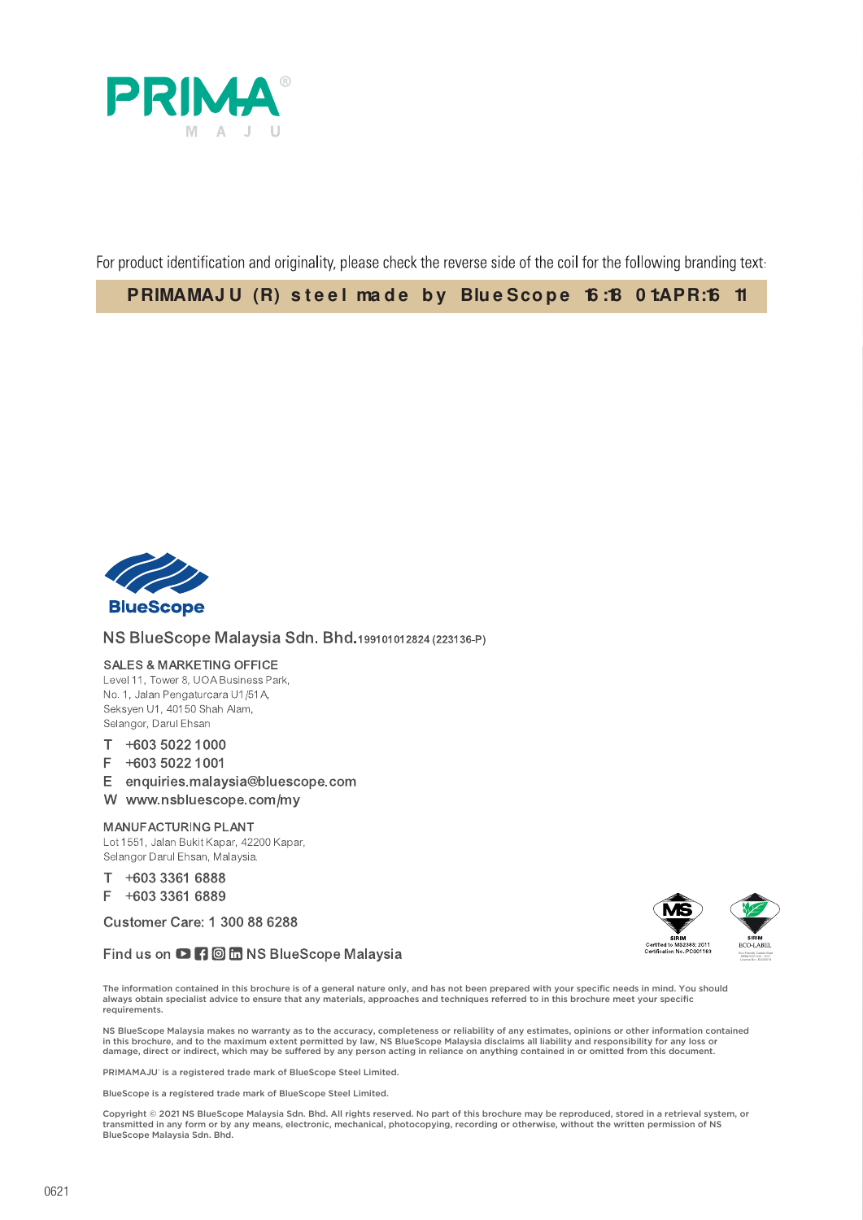PRIMA® MAJU

For product identification and originality, please check the reverse side of the coil for the following branding text:

**PRIMAMAJU (R) steel made by BlueScope 16:18 01APR:16 11**

BlueScope

NS BlueScope Malaysia Sdn. Bhd. 199101012824 (223136-P)

SALES & MARKETING OFFICE
Level 11, Tower 8, UOA Business Park,
No. 1, Jalan Pengaturcara U1/51A,
Seksyen U1, 40150 Shah Alam,
Selangor, Darul Ehsan

T +603 5022 1000
F +603 5022 1001
E enquiries.malaysia@bluescope.com
W www.nsbluescope.com/my

MANUFACTURING PLANT
Lot 1551, Jalan Bukit Kapar, 42200 Kapar,
Selangor Darul Ehsan, Malaysia.

T +603 3361 6888
F +603 3361 6889

Customer Care: 1 300 88 6288

Find us on NS BlueScope Malaysia

SIRIM
Certified to MS2383: 2011
Certification No.:PC001163

SIRIM
ECO-LABEL

The information contained in this brochure is of a general nature only, and has not been prepared with your specific needs in mind. You should always obtain specialist advice to ensure that any materials, approaches and techniques referred to in this brochure meet your specific requirements.

NS BlueScope Malaysia makes no warranty as to the accuracy, completeness or reliability of any estimates, opinions or other information contained in this brochure, and to the maximum extent permitted by law, NS BlueScope Malaysia disclaims all liability and responsibility for any loss or damage, direct or indirect, which may be suffered by any person acting in reliance on anything contained in or omitted from this document.

PRIMAMAJU® is a registered trade mark of BlueScope Steel Limited.

BlueScope is a registered trade mark of BlueScope Steel Limited.

Copyright © 2021 NS BlueScope Malaysia Sdn. Bhd. All rights reserved. No part of this brochure may be reproduced, stored in a retrieval system, or transmitted in any form or by any means, electronic, mechanical, photocopying, recording or otherwise, without the written permission of NS BlueScope Malaysia Sdn. Bhd.

0621